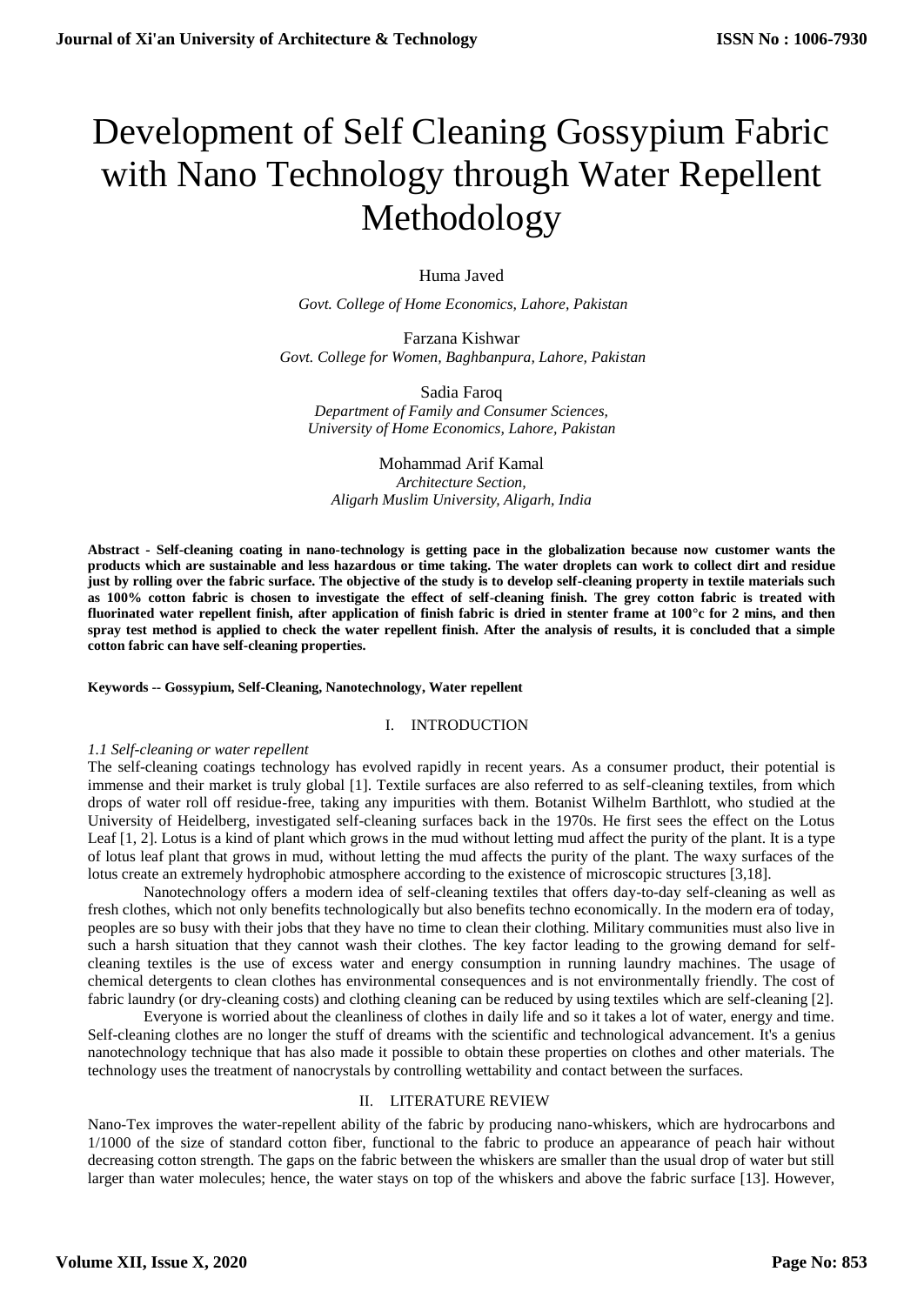# Development of Self Cleaning Gossypium Fabric with Nano Technology through Water Repellent Methodology

Huma Javed

*Govt. College of Home Economics, Lahore, Pakistan*

Farzana Kishwar

*Govt. College for Women, Baghbanpura, Lahore, Pakistan*

Sadia Faroq

*Department of Family and Consumer Sciences, University of Home Economics, Lahore, Pakistan*

Mohammad Arif Kamal

*Architecture Section, Aligarh Muslim University, Aligarh, India*

**Abstract - Self-cleaning coating in nano-technology is getting pace in the globalization because now customer wants the products which are sustainable and less hazardous or time taking. The water droplets can work to collect dirt and residue just by rolling over the fabric surface. The objective of the study is to develop self-cleaning property in textile materials such as 100% cotton fabric is chosen to investigate the effect of self-cleaning finish. The grey cotton fabric is treated with fluorinated water repellent finish, after application of finish fabric is dried in stenter frame at 100°c for 2 mins, and then spray test method is applied to check the water repellent finish. After the analysis of results, it is concluded that a simple cotton fabric can have self-cleaning properties.**

**Keywords -- Gossypium, Self-Cleaning, Nanotechnology, Water repellent**

## I. INTRODUCTION

### *1.1 Self-cleaning or water repellent*

The self-cleaning coatings technology has evolved rapidly in recent years. As a consumer product, their potential is immense and their market is truly global [1]. Textile surfaces are also referred to as self-cleaning textiles, from which drops of water roll off residue-free, taking any impurities with them. Botanist Wilhelm Barthlott, who studied at the University of Heidelberg, investigated self-cleaning surfaces back in the 1970s. He first sees the effect on the Lotus Leaf [1, 2]. Lotus is a kind of plant which grows in the mud without letting mud affect the purity of the plant. It is a type of lotus leaf plant that grows in mud, without letting the mud affects the purity of the plant. The waxy surfaces of the lotus create an extremely hydrophobic atmosphere according to the existence of microscopic structures [3,18].

Nanotechnology offers a modern idea of self-cleaning textiles that offers day-to-day self-cleaning as well as fresh clothes, which not only benefits technologically but also benefits techno economically. In the modern era of today, peoples are so busy with their jobs that they have no time to clean their clothing. Military communities must also live in such a harsh situation that they cannot wash their clothes. The key factor leading to the growing demand for self-cleaning textiles is the use of excess water and energy consumption in running laundry machines. The usage of chemical detergents to clean clothes has environmental consequences and is not environmentally friendly. The cost of fabric laundry (or dry-cleaning costs) and clothing cleaning can be reduced by using textiles which are self-cleaning [2].

Everyone is worried about the cleanliness of clothes in daily life and so it takes a lot of water, energy and time. Self-cleaning clothes are no longer the stuff of dreams with the scientific and technological advancement. It's a genius nanotechnology technique that has also made it possible to obtain these properties on clothes and other materials. The technology uses the treatment of nanocrystals by controlling wettability and contact between the surfaces.

## II. LITERATURE REVIEW

Nano-Tex improves the water-repellent ability of the fabric by producing nano-whiskers, which are hydrocarbons and 1/1000 of the size of standard cotton fiber, functional to the fabric to produce an appearance of peach hair without decreasing cotton strength. The gaps on the fabric between the whiskers are smaller than the usual drop of water but still larger than water molecules; hence, the water stays on top of the whiskers and above the fabric surface [13]. However,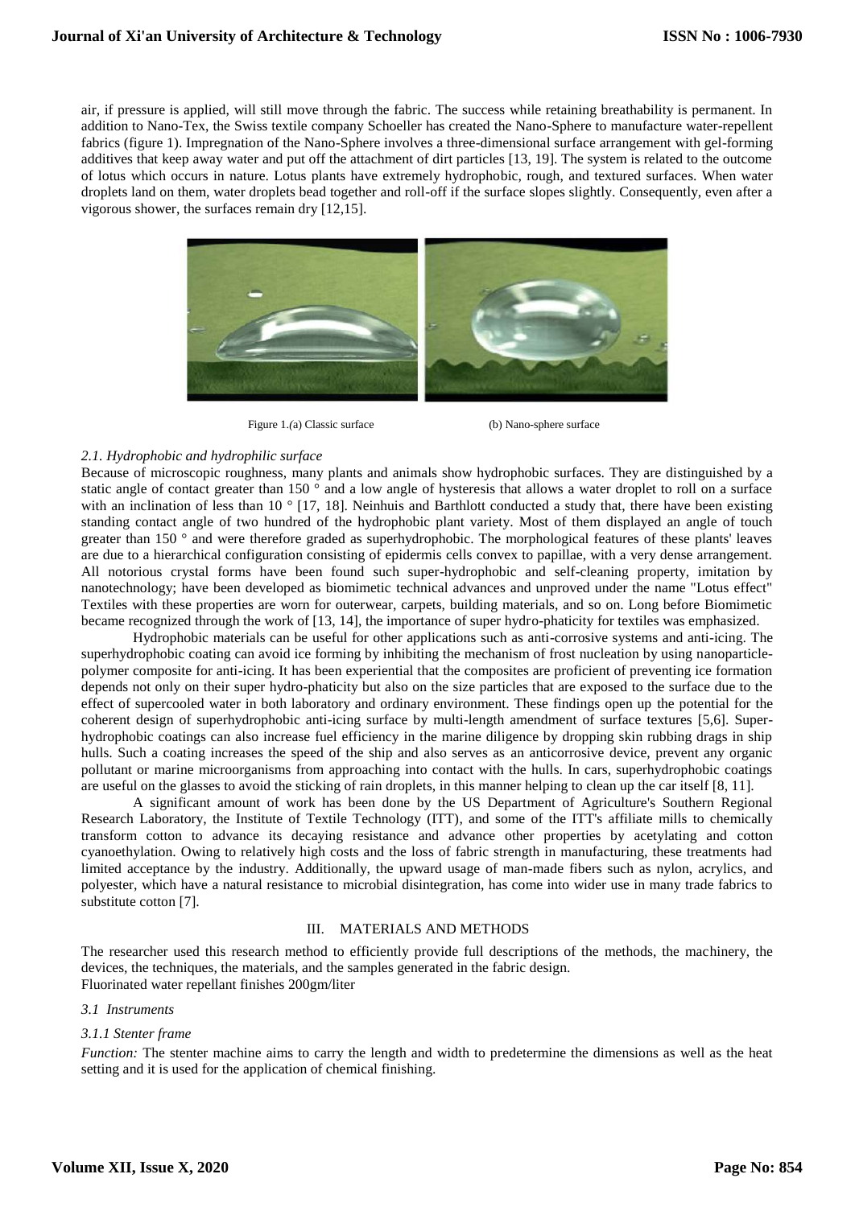air, if pressure is applied, will still move through the fabric. The success while retaining breathability is permanent. In addition to Nano-Tex, the Swiss textile company Schoeller has created the Nano-Sphere to manufacture water-repellent fabrics (figure 1). Impregnation of the Nano-Sphere involves a three-dimensional surface arrangement with gel-forming additives that keep away water and put off the attachment of dirt particles [13, 19]. The system is related to the outcome of lotus which occurs in nature. Lotus plants have extremely hydrophobic, rough, and textured surfaces. When water droplets land on them, water droplets bead together and roll-off if the surface slopes slightly. Consequently, even after a vigorous shower, the surfaces remain dry [12,15].

Figure 1.(a) Classic surface (b) Nano-sphere surface

### *2.1. Hydrophobic and hydrophilic surface*

Because of microscopic roughness, many plants and animals show hydrophobic surfaces. They are distinguished by a static angle of contact greater than 150 ° and a low angle of hysteresis that allows a water droplet to roll on a surface with an inclination of less than 10 ° [17, 18]. Neinhuis and Barthlott conducted a study that, there have been existing standing contact angle of two hundred of the hydrophobic plant variety. Most of them displayed an angle of touch greater than 150 ° and were therefore graded as superhydrophobic. The morphological features of these plants' leaves are due to a hierarchical configuration consisting of epidermis cells convex to papillae, with a very dense arrangement. All notorious crystal forms have been found such super-hydrophobic and self-cleaning property, imitation by nanotechnology; have been developed as biomimetic technical advances and unproved under the name "Lotus effect" Textiles with these properties are worn for outerwear, carpets, building materials, and so on. Long before Biomimetic became recognized through the work of [13, 14], the importance of super hydro-phaticity for textiles was emphasized.

Hydrophobic materials can be useful for other applications such as anti-corrosive systems and anti-icing. The superhydrophobic coating can avoid ice forming by inhibiting the mechanism of frost nucleation by using nanoparticle-polymer composite for anti-icing. It has been experiential that the composites are proficient of preventing ice formation depends not only on their super hydro-phaticity but also on the size particles that are exposed to the surface due to the effect of supercooled water in both laboratory and ordinary environment. These findings open up the potential for the coherent design of superhydrophobic anti-icing surface by multi-length amendment of surface textures [5,6]. Super-hydrophobic coatings can also increase fuel efficiency in the marine diligence by dropping skin rubbing drags in ship hulls. Such a coating increases the speed of the ship and also serves as an anticorrosive device, prevent any organic pollutant or marine microorganisms from approaching into contact with the hulls. In cars, superhydrophobic coatings are useful on the glasses to avoid the sticking of rain droplets, in this manner helping to clean up the car itself [8, 11].

A significant amount of work has been done by the US Department of Agriculture's Southern Regional Research Laboratory, the Institute of Textile Technology (ITT), and some of the ITT's affiliate mills to chemically transform cotton to advance its decaying resistance and advance other properties by acetylating and cotton cyanoethylation. Owing to relatively high costs and the loss of fabric strength in manufacturing, these treatments had limited acceptance by the industry. Additionally, the upward usage of man-made fibers such as nylon, acrylics, and polyester, which have a natural resistance to microbial disintegration, has come into wider use in many trade fabrics to substitute cotton [7].

## III. MATERIALS AND METHODS

The researcher used this research method to efficiently provide full descriptions of the methods, the machinery, the devices, the techniques, the materials, and the samples generated in the fabric design.
Fluorinated water repellant finishes 200gm/liter

### *3.1 Instruments*

#### *3.1.1 Stenter frame*

*Function:* The stenter machine aims to carry the length and width to predetermine the dimensions as well as the heat setting and it is used for the application of chemical finishing.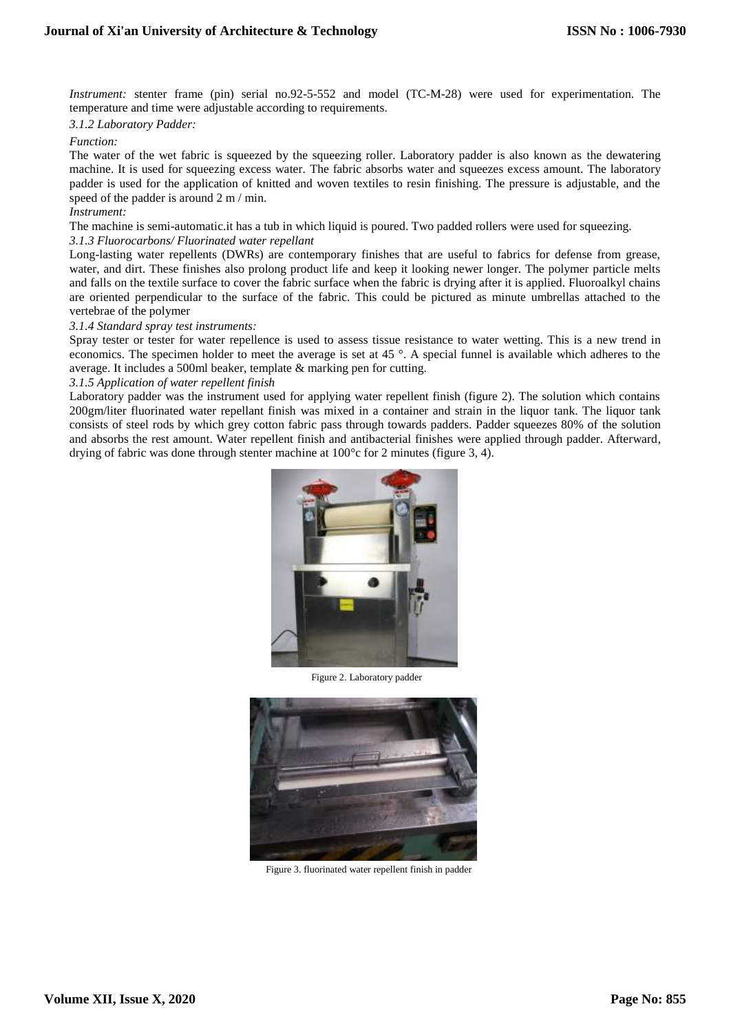*Instrument:* stenter frame (pin) serial no.92-5-552 and model (TC-M-28) were used for experimentation. The temperature and time were adjustable according to requirements.

*3.1.2 Laboratory Padder:*

*Function:*

The water of the wet fabric is squeezed by the squeezing roller. Laboratory padder is also known as the dewatering machine. It is used for squeezing excess water. The fabric absorbs water and squeezes excess amount. The laboratory padder is used for the application of knitted and woven textiles to resin finishing. The pressure is adjustable, and the speed of the padder is around 2 m / min.

*Instrument:*

The machine is semi-automatic.it has a tub in which liquid is poured. Two padded rollers were used for squeezing.

*3.1.3 Fluorocarbons/ Fluorinated water repellant*

Long-lasting water repellents (DWRs) are contemporary finishes that are useful to fabrics for defense from grease, water, and dirt. These finishes also prolong product life and keep it looking newer longer. The polymer particle melts and falls on the textile surface to cover the fabric surface when the fabric is drying after it is applied. Fluoroalkyl chains are oriented perpendicular to the surface of the fabric. This could be pictured as minute umbrellas attached to the vertebrae of the polymer

*3.1.4 Standard spray test instruments:*

Spray tester or tester for water repellence is used to assess tissue resistance to water wetting. This is a new trend in economics. The specimen holder to meet the average is set at 45 °. A special funnel is available which adheres to the average. It includes a 500ml beaker, template & marking pen for cutting.

*3.1.5 Application of water repellent finish*

Laboratory padder was the instrument used for applying water repellent finish (figure 2). The solution which contains 200gm/liter fluorinated water repellant finish was mixed in a container and strain in the liquor tank. The liquor tank consists of steel rods by which grey cotton fabric pass through towards padders. Padder squeezes 80% of the solution and absorbs the rest amount. Water repellent finish and antibacterial finishes were applied through padder. Afterward, drying of fabric was done through stenter machine at 100°c for 2 minutes (figure 3, 4).

Figure 2. Laboratory padder

Figure 3. fluorinated water repellent finish in padder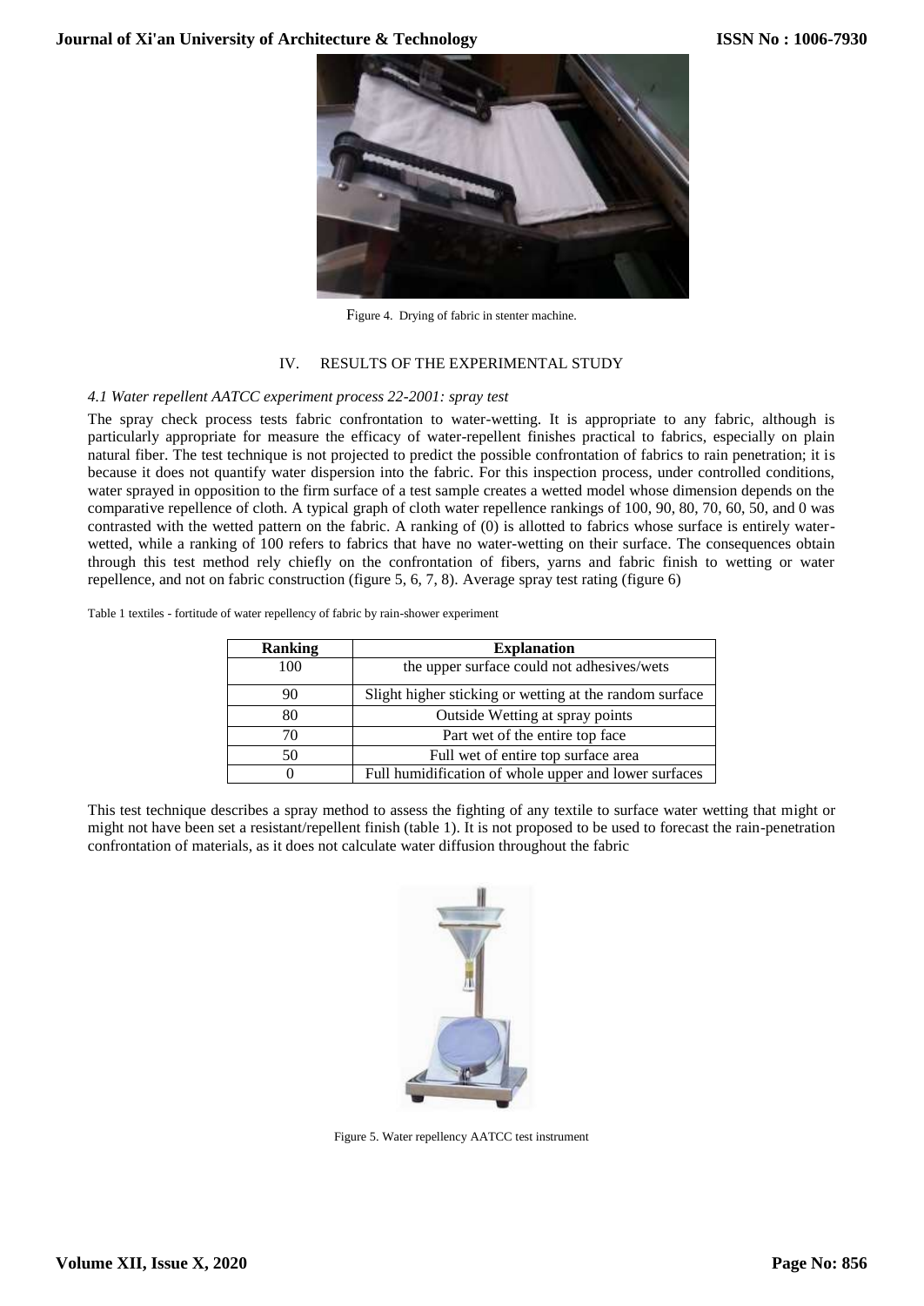Figure 4. Drying of fabric in stenter machine.

## IV. RESULTS OF THE EXPERIMENTAL STUDY

### *4.1 Water repellent AATCC experiment process 22-2001: spray test*

The spray check process tests fabric confrontation to water-wetting. It is appropriate to any fabric, although is particularly appropriate for measure the efficacy of water-repellent finishes practical to fabrics, especially on plain natural fiber. The test technique is not projected to predict the possible confrontation of fabrics to rain penetration; it is because it does not quantify water dispersion into the fabric. For this inspection process, under controlled conditions, water sprayed in opposition to the firm surface of a test sample creates a wetted model whose dimension depends on the comparative repellence of cloth. A typical graph of cloth water repellence rankings of 100, 90, 80, 70, 60, 50, and 0 was contrasted with the wetted pattern on the fabric. A ranking of (0) is allotted to fabrics whose surface is entirely water-wetted, while a ranking of 100 refers to fabrics that have no water-wetting on their surface. The consequences obtain through this test method rely chiefly on the confrontation of fibers, yarns and fabric finish to wetting or water repellence, and not on fabric construction (figure 5, 6, 7, 8). Average spray test rating (figure 6)

Table 1 textiles - fortitude of water repellency of fabric by rain-shower experiment

| Ranking | Explanation |
|---|---|
| 100 | the upper surface could not adhesives/wets |
| 90 | Slight higher sticking or wetting at the random surface |
| 80 | Outside Wetting at spray points |
| 70 | Part wet of the entire top face |
| 50 | Full wet of entire top surface area |
| 0 | Full humidification of whole upper and lower surfaces |

This test technique describes a spray method to assess the fighting of any textile to surface water wetting that might or might not have been set a resistant/repellent finish (table 1). It is not proposed to be used to forecast the rain-penetration confrontation of materials, as it does not calculate water diffusion throughout the fabric

Figure 5. Water repellency AATCC test instrument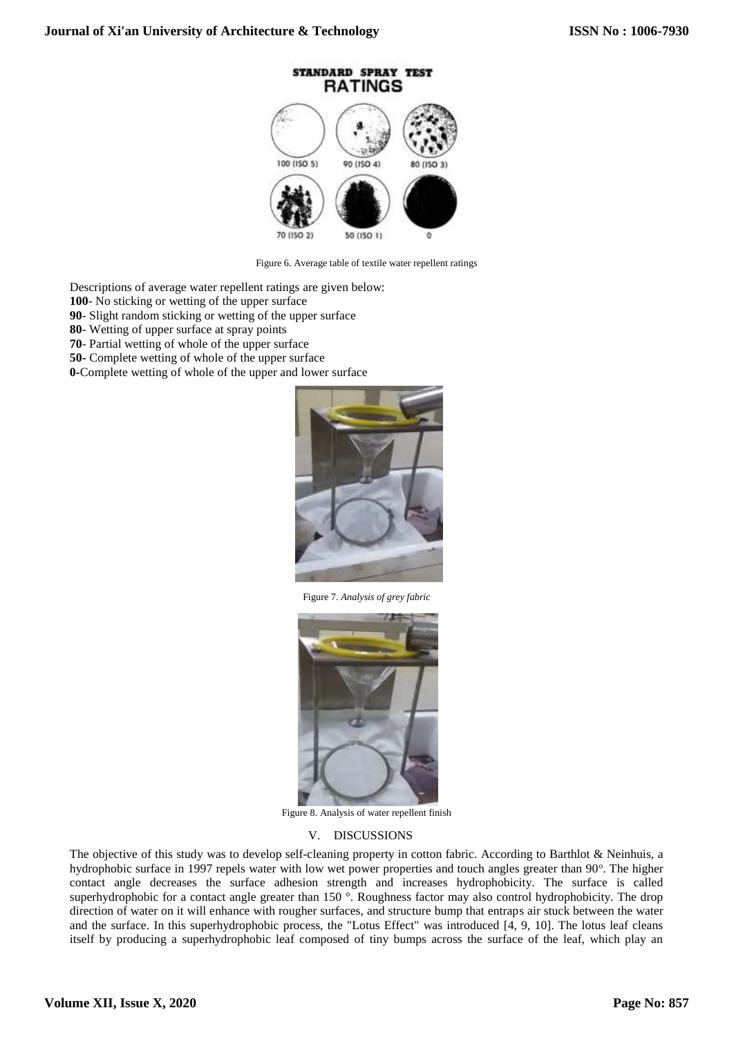Figure 6. Average table of textile water repellent ratings

Descriptions of average water repellent ratings are given below:

**100**- No sticking or wetting of the upper surface

**90**- Slight random sticking or wetting of the upper surface

**80**- Wetting of upper surface at spray points

**70**- Partial wetting of whole of the upper surface

**50-** Complete wetting of whole of the upper surface

**0-**Complete wetting of whole of the upper and lower surface

Figure 7. *Analysis of grey fabric*

Figure 8. Analysis of water repellent finish

## V. DISCUSSIONS

The objective of this study was to develop self-cleaning property in cotton fabric. According to Barthlot & Neinhuis, a hydrophobic surface in 1997 repels water with low wet power properties and touch angles greater than 90°. The higher contact angle decreases the surface adhesion strength and increases hydrophobicity. The surface is called superhydrophobic for a contact angle greater than 150 °. Roughness factor may also control hydrophobicity. The drop direction of water on it will enhance with rougher surfaces, and structure bump that entraps air stuck between the water and the surface. In this superhydrophobic process, the "Lotus Effect" was introduced [4, 9, 10]. The lotus leaf cleans itself by producing a superhydrophobic leaf composed of tiny bumps across the surface of the leaf, which play an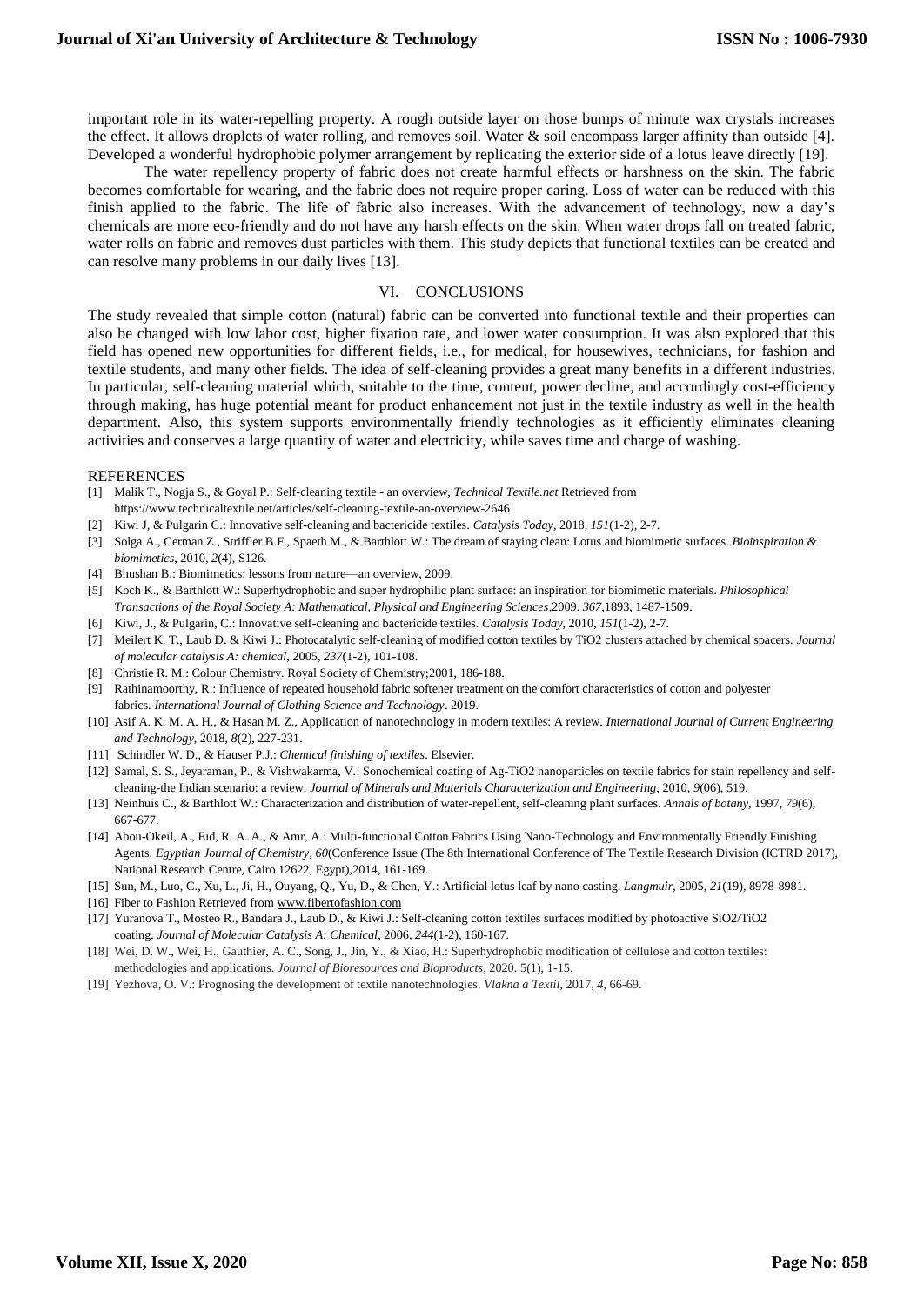important role in its water-repelling property. A rough outside layer on those bumps of minute wax crystals increases the effect. It allows droplets of water rolling, and removes soil. Water & soil encompass larger affinity than outside [4]. Developed a wonderful hydrophobic polymer arrangement by replicating the exterior side of a lotus leave directly [19].

The water repellency property of fabric does not create harmful effects or harshness on the skin. The fabric becomes comfortable for wearing, and the fabric does not require proper caring. Loss of water can be reduced with this finish applied to the fabric. The life of fabric also increases. With the advancement of technology, now a day's chemicals are more eco-friendly and do not have any harsh effects on the skin. When water drops fall on treated fabric, water rolls on fabric and removes dust particles with them. This study depicts that functional textiles can be created and can resolve many problems in our daily lives [13].

## VI. CONCLUSIONS

The study revealed that simple cotton (natural) fabric can be converted into functional textile and their properties can also be changed with low labor cost, higher fixation rate, and lower water consumption. It was also explored that this field has opened new opportunities for different fields, i.e., for medical, for housewives, technicians, for fashion and textile students, and many other fields. The idea of self-cleaning provides a great many benefits in a different industries. In particular, self-cleaning material which, suitable to the time, content, power decline, and accordingly cost-efficiency through making, has huge potential meant for product enhancement not just in the textile industry as well in the health department. Also, this system supports environmentally friendly technologies as it efficiently eliminates cleaning activities and conserves a large quantity of water and electricity, while saves time and charge of washing.

## REFERENCES

[1] Malik T., Nogja S., & Goyal P.: Self-cleaning textile - an overview, *Technical Textile.net* Retrieved from https://www.technicaltextile.net/articles/self-cleaning-textile-an-overview-2646

[2] Kiwi J, & Pulgarin C.: Innovative self-cleaning and bactericide textiles. *Catalysis Today*, 2018, *151*(1-2), 2-7.

[3] Solga A., Cerman Z., Striffler B.F., Spaeth M., & Barthlott W.: The dream of staying clean: Lotus and biomimetic surfaces. *Bioinspiration & biomimetics*, 2010, *2*(4), S126.

[4] Bhushan B.: Biomimetics: lessons from nature—an overview, 2009.

[5] Koch K., & Barthlott W.: Superhydrophobic and super hydrophilic plant surface: an inspiration for biomimetic materials. *Philosophical Transactions of the Royal Society A: Mathematical, Physical and Engineering Sciences*,2009. *367*,1893, 1487-1509.

[6] Kiwi, J., & Pulgarin, C.: Innovative self-cleaning and bactericide textiles. *Catalysis Today*, 2010, *151*(1-2), 2-7.

[7] Meilert K. T., Laub D. & Kiwi J.: Photocatalytic self-cleaning of modified cotton textiles by TiO2 clusters attached by chemical spacers. *Journal of molecular catalysis A: chemical*, 2005, *237*(1-2), 101-108.

[8] Christie R. M.: Colour Chemistry. Royal Society of Chemistry;2001, 186-188.

[9] Rathinamoorthy, R.: Influence of repeated household fabric softener treatment on the comfort characteristics of cotton and polyester fabrics. *International Journal of Clothing Science and Technology*. 2019.

[10] Asif A. K. M. A. H., & Hasan M. Z., Application of nanotechnology in modern textiles: A review. *International Journal of Current Engineering and Technology*, 2018, *8*(2), 227-231.

[11] Schindler W. D., & Hauser P.J.: *Chemical finishing of textiles*. Elsevier.

[12] Samal, S. S., Jeyaraman, P., & Vishwakarma, V.: Sonochemical coating of Ag-TiO2 nanoparticles on textile fabrics for stain repellency and self-cleaning-the Indian scenario: a review. *Journal of Minerals and Materials Characterization and Engineering*, 2010, *9*(06), 519.

[13] Neinhuis C., & Barthlott W.: Characterization and distribution of water-repellent, self-cleaning plant surfaces. *Annals of botany*, 1997, *79*(6), 667-677.

[14] Abou-Okeil, A., Eid, R. A. A., & Amr, A.: Multi-functional Cotton Fabrics Using Nano-Technology and Environmentally Friendly Finishing Agents. *Egyptian Journal of Chemistry*, *60*(Conference Issue (The 8th International Conference of The Textile Research Division (ICTRD 2017), National Research Centre, Cairo 12622, Egypt),2014, 161-169.

[15] Sun, M., Luo, C., Xu, L., Ji, H., Ouyang, Q., Yu, D., & Chen, Y.: Artificial lotus leaf by nano casting. *Langmuir*, 2005, *21*(19), 8978-8981.

[16] Fiber to Fashion Retrieved from www.fibertofashion.com

[17] Yuranova T., Mosteo R., Bandara J., Laub D., & Kiwi J.: Self-cleaning cotton textiles surfaces modified by photoactive SiO2/TiO2 coating. *Journal of Molecular Catalysis A: Chemical*, 2006, *244*(1-2), 160-167.

[18] Wei, D. W., Wei, H., Gauthier, A. C., Song, J., Jin, Y., & Xiao, H.: Superhydrophobic modification of cellulose and cotton textiles: methodologies and applications. *Journal of Bioresources and Bioproducts*, 2020. 5(1), 1-15.

[19] Yezhova, O. V.: Prognosing the development of textile nanotechnologies. *Vlakna a Textil*, 2017, *4*, 66-69.